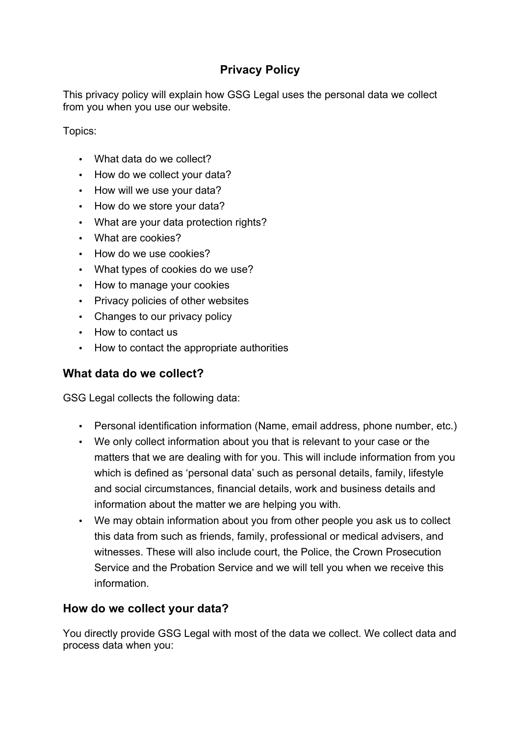# Privacy Policy

This privacy policy will explain how GSG Legal uses the personal data we collect from you when you use our website.

Topics:

- What data do we collect?
- How do we collect your data?
- How will we use your data?
- How do we store your data?
- What are your data protection rights?
- What are cookies?
- How do we use cookies?
- What types of cookies do we use?
- How to manage your cookies
- Privacy policies of other websites
- Changes to our privacy policy
- How to contact us
- How to contact the appropriate authorities

## What data do we collect?

GSG Legal collects the following data:

- Personal identification information (Name, email address, phone number, etc.)
- We only collect information about you that is relevant to your case or the matters that we are dealing with for you. This will include information from you which is defined as 'personal data' such as personal details, family, lifestyle and social circumstances, financial details, work and business details and information about the matter we are helping you with.
- We may obtain information about you from other people you ask us to collect this data from such as friends, family, professional or medical advisers, and witnesses. These will also include court, the Police, the Crown Prosecution Service and the Probation Service and we will tell you when we receive this information.

## How do we collect your data?

You directly provide GSG Legal with most of the data we collect. We collect data and process data when you: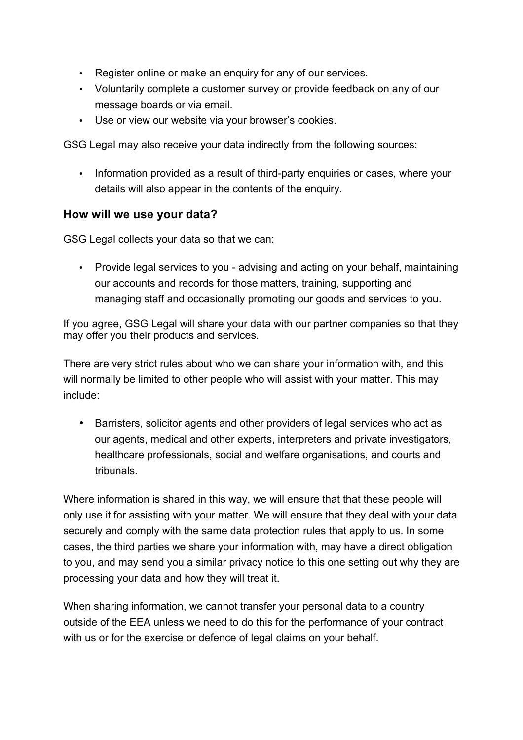- Register online or make an enquiry for any of our services.
- Voluntarily complete a customer survey or provide feedback on any of our message boards or via email.
- Use or view our website via your browser's cookies.

GSG Legal may also receive your data indirectly from the following sources:

- Information provided as a result of third-party enquiries or cases, where your details will also appear in the contents of the enquiry.

### How will we use your data?

GSG Legal collects your data so that we can:

- Provide legal services to you - advising and acting on your behalf, maintaining our accounts and records for those matters, training, supporting and managing staff and occasionally promoting our goods and services to you.

If you agree, GSG Legal will share your data with our partner companies so that they may offer you their products and services.

There are very strict rules about who we can share your information with, and this will normally be limited to other people who will assist with your matter. This may include:

- Barristers, solicitor agents and other providers of legal services who act as our agents, medical and other experts, interpreters and private investigators, healthcare professionals, social and welfare organisations, and courts and tribunals.

Where information is shared in this way, we will ensure that that these people will only use it for assisting with your matter. We will ensure that they deal with your data securely and comply with the same data protection rules that apply to us. In some cases, the third parties we share your information with, may have a direct obligation to you, and may send you a similar privacy notice to this one setting out why they are processing your data and how they will treat it.

When sharing information, we cannot transfer your personal data to a country outside of the EEA unless we need to do this for the performance of your contract with us or for the exercise or defence of legal claims on your behalf.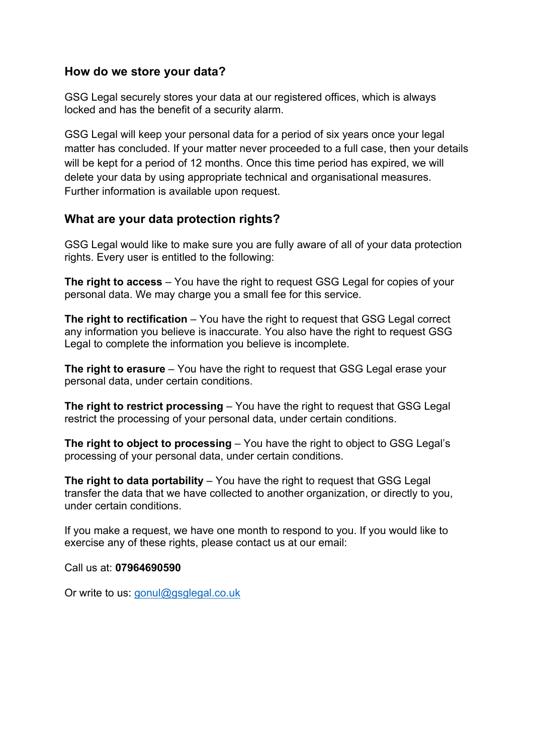## How do we store your data?

GSG Legal securely stores your data at our registered offices, which is always locked and has the benefit of a security alarm.

GSG Legal will keep your personal data for a period of six years once your legal matter has concluded. If your matter never proceeded to a full case, then your details will be kept for a period of 12 months. Once this time period has expired, we will delete your data by using appropriate technical and organisational measures. Further information is available upon request.

## What are your data protection rights?

GSG Legal would like to make sure you are fully aware of all of your data protection rights. Every user is entitled to the following:

**The right to access** – You have the right to request GSG Legal for copies of your personal data. We may charge you a small fee for this service.

**The right to rectification** – You have the right to request that GSG Legal correct any information you believe is inaccurate. You also have the right to request GSG Legal to complete the information you believe is incomplete.

**The right to erasure** – You have the right to request that GSG Legal erase your personal data, under certain conditions.

**The right to restrict processing** – You have the right to request that GSG Legal restrict the processing of your personal data, under certain conditions.

**The right to object to processing** – You have the right to object to GSG Legal's processing of your personal data, under certain conditions.

**The right to data portability** – You have the right to request that GSG Legal transfer the data that we have collected to another organization, or directly to you, under certain conditions.

If you make a request, we have one month to respond to you. If you would like to exercise any of these rights, please contact us at our email:

Call us at: **07964690590**

Or write to us: [gonul@gsglegal.co.uk](mailto:gonul@gsglegal.co.uk)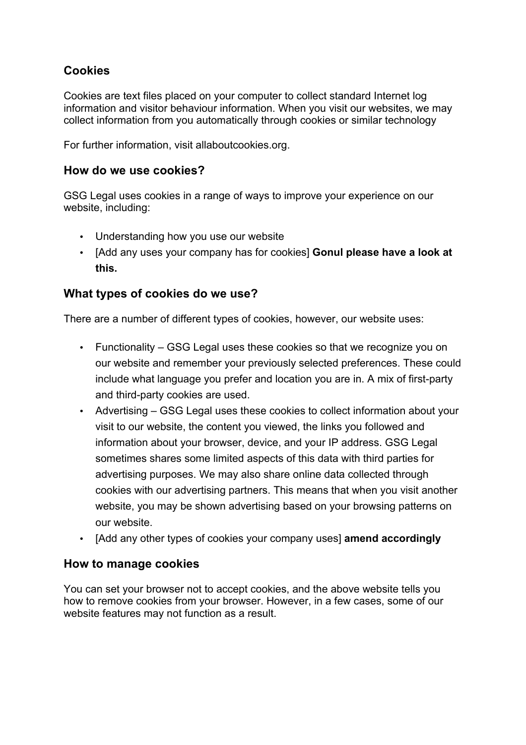## Cookies

Cookies are text files placed on your computer to collect standard Internet log information and visitor behaviour information. When you visit our websites, we may collect information from you automatically through cookies or similar technology

For further information, visit allaboutcookies.org.

## How do we use cookies?

GSG Legal uses cookies in a range of ways to improve your experience on our website, including:

- Understanding how you use our website
- [Add any uses your company has for cookies] **Gonul please have a look at this.**

## What types of cookies do we use?

There are a number of different types of cookies, however, our website uses:

- Functionality – GSG Legal uses these cookies so that we recognize you on our website and remember your previously selected preferences. These could include what language you prefer and location you are in. A mix of first-party and third-party cookies are used.
- Advertising – GSG Legal uses these cookies to collect information about your visit to our website, the content you viewed, the links you followed and information about your browser, device, and your IP address. GSG Legal sometimes shares some limited aspects of this data with third parties for advertising purposes. We may also share online data collected through cookies with our advertising partners. This means that when you visit another website, you may be shown advertising based on your browsing patterns on our website.
- [Add any other types of cookies your company uses] **amend accordingly**

## How to manage cookies

You can set your browser not to accept cookies, and the above website tells you how to remove cookies from your browser. However, in a few cases, some of our website features may not function as a result.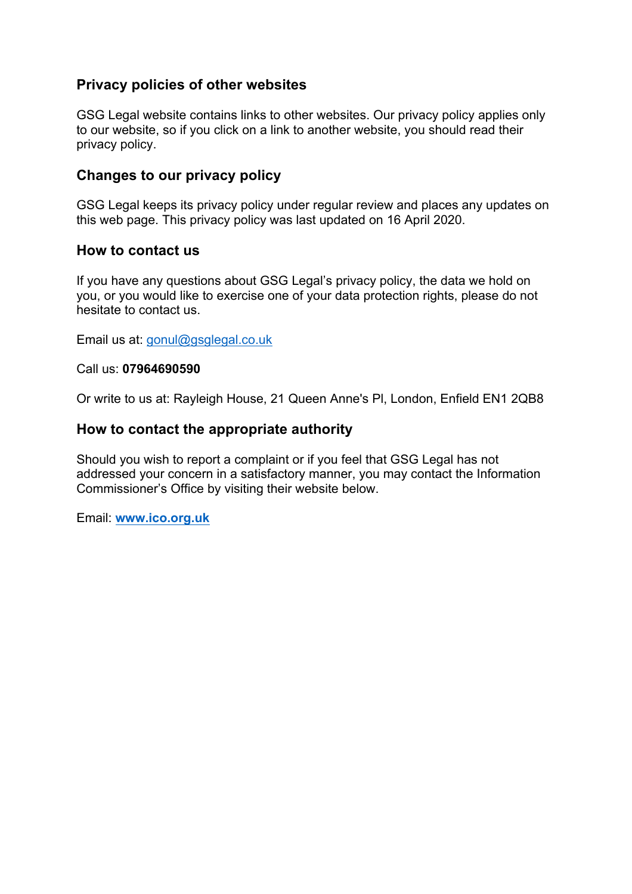## Privacy policies of other websites

GSG Legal website contains links to other websites. Our privacy policy applies only to our website, so if you click on a link to another website, you should read their privacy policy.

## Changes to our privacy policy

GSG Legal keeps its privacy policy under regular review and places any updates on this web page. This privacy policy was last updated on 16 April 2020.

## How to contact us

If you have any questions about GSG Legal's privacy policy, the data we hold on you, or you would like to exercise one of your data protection rights, please do not hesitate to contact us.

Email us at: gonul@gsglegal.co.uk

Call us: **07964690590**

Or write to us at: Rayleigh House, 21 Queen Anne's Pl, London, Enfield EN1 2QB8

## How to contact the appropriate authority

Should you wish to report a complaint or if you feel that GSG Legal has not addressed your concern in a satisfactory manner, you may contact the Information Commissioner's Office by visiting their website below.

Email: **www.ico.org.uk**